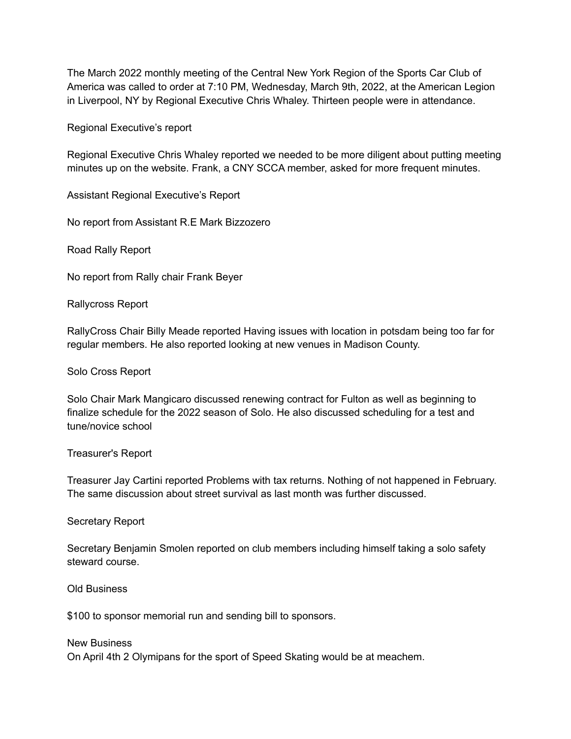The March 2022 monthly meeting of the Central New York Region of the Sports Car Club of America was called to order at 7:10 PM, Wednesday, March 9th, 2022, at the American Legion in Liverpool, NY by Regional Executive Chris Whaley. Thirteen people were in attendance.

## Regional Executive's report

Regional Executive Chris Whaley reported we needed to be more diligent about putting meeting minutes up on the website. Frank, a CNY SCCA member, asked for more frequent minutes.

## Assistant Regional Executive's Report

No report from Assistant R.E Mark Bizzozero

## Road Rally Report

No report from Rally chair Frank Beyer

## Rallycross Report

RallyCross Chair Billy Meade reported Having issues with location in potsdam being too far for regular members. He also reported looking at new venues in Madison County.

## Solo Cross Report

Solo Chair Mark Mangicaro discussed renewing contract for Fulton as well as beginning to finalize schedule for the 2022 season of Solo. He also discussed scheduling for a test and tune/novice school

## Treasurer's Report

Treasurer Jay Cartini reported Problems with tax returns. Nothing of not happened in February. The same discussion about street survival as last month was further discussed.

## Secretary Report

Secretary Benjamin Smolen reported on club members including himself taking a solo safety steward course.

## Old Business

$100 to sponsor memorial run and sending bill to sponsors.

## New Business

On April 4th 2 Olymipans for the sport of Speed Skating would be at meachem.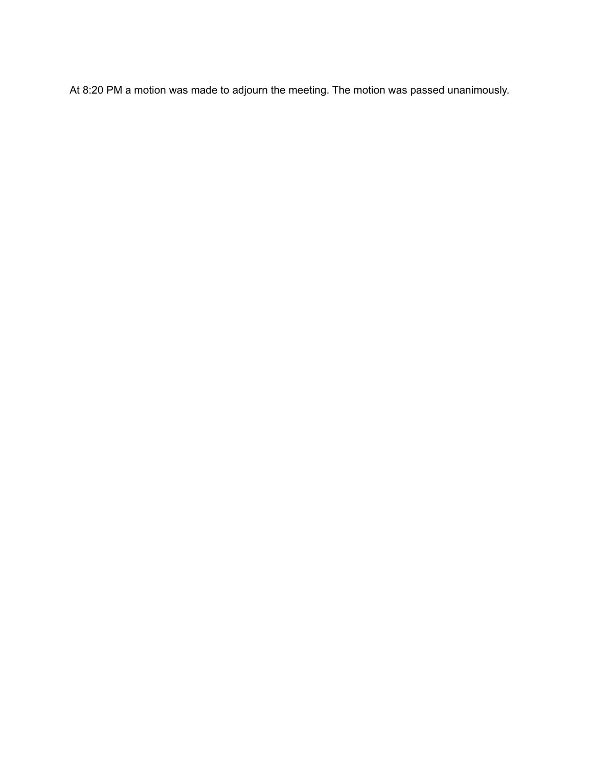At 8:20 PM a motion was made to adjourn the meeting. The motion was passed unanimously.